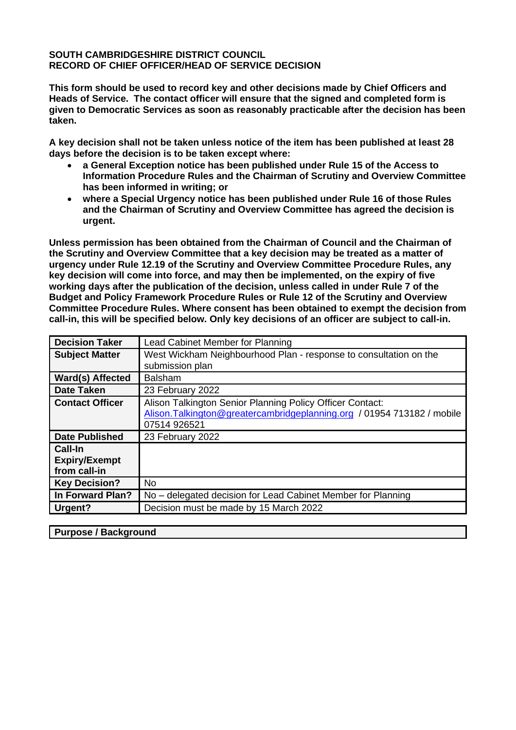**SOUTH CAMBRIDGESHIRE DISTRICT COUNCIL**
**RECORD OF CHIEF OFFICER/HEAD OF SERVICE DECISION**

**This form should be used to record key and other decisions made by Chief Officers and Heads of Service. The contact officer will ensure that the signed and completed form is given to Democratic Services as soon as reasonably practicable after the decision has been taken.**

**A key decision shall not be taken unless notice of the item has been published at least 28 days before the decision is to be taken except where:**

- **a General Exception notice has been published under Rule 15 of the Access to Information Procedure Rules and the Chairman of Scrutiny and Overview Committee has been informed in writing; or**
- **where a Special Urgency notice has been published under Rule 16 of those Rules and the Chairman of Scrutiny and Overview Committee has agreed the decision is urgent.**

**Unless permission has been obtained from the Chairman of Council and the Chairman of the Scrutiny and Overview Committee that a key decision may be treated as a matter of urgency under Rule 12.19 of the Scrutiny and Overview Committee Procedure Rules, any key decision will come into force, and may then be implemented, on the expiry of five working days after the publication of the decision, unless called in under Rule 7 of the Budget and Policy Framework Procedure Rules or Rule 12 of the Scrutiny and Overview Committee Procedure Rules. Where consent has been obtained to exempt the decision from call-in, this will be specified below. Only key decisions of an officer are subject to call-in.**

| **Decision Taker** | Lead Cabinet Member for Planning |
|---|---|
| **Subject Matter** | West Wickham Neighbourhood Plan - response to consultation on the submission plan |
| **Ward(s) Affected** | Balsham |
| **Date Taken** | 23 February 2022 |
| **Contact Officer** | Alison Talkington Senior Planning Policy Officer Contact: Alison.Talkington@greatercambridgeplanning.org / 01954 713182 / mobile 07514 926521 |
| **Date Published** | 23 February 2022 |
| **Call-In Expiry/Exempt from call-in** | |
| **Key Decision?** | No |
| **In Forward Plan?** | No – delegated decision for Lead Cabinet Member for Planning |
| **Urgent?** | Decision must be made by 15 March 2022 |

| **Purpose / Background** |
|---|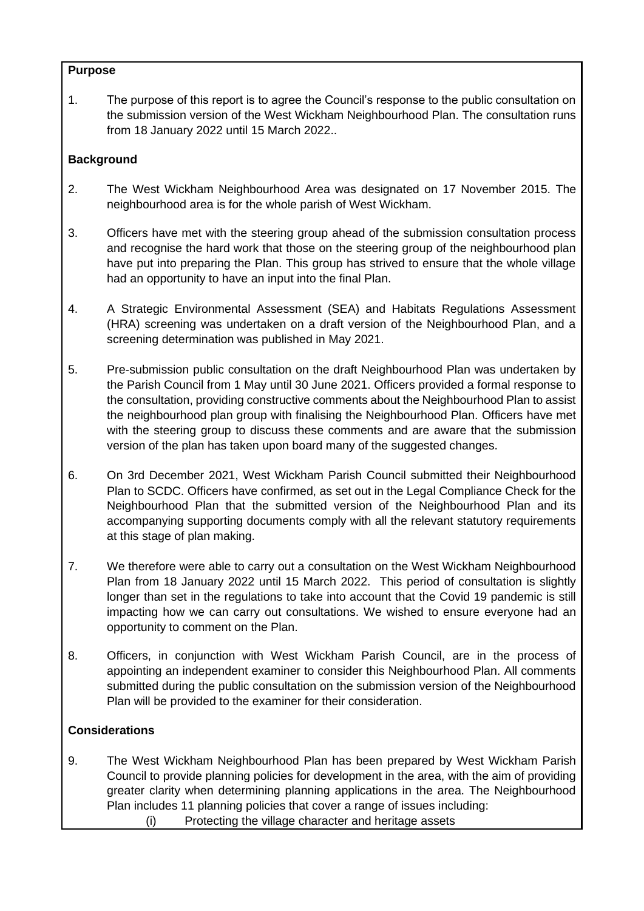**Purpose**

1. The purpose of this report is to agree the Council's response to the public consultation on the submission version of the West Wickham Neighbourhood Plan. The consultation runs from 18 January 2022 until 15 March 2022..

**Background**

2. The West Wickham Neighbourhood Area was designated on 17 November 2015. The neighbourhood area is for the whole parish of West Wickham.

3. Officers have met with the steering group ahead of the submission consultation process and recognise the hard work that those on the steering group of the neighbourhood plan have put into preparing the Plan. This group has strived to ensure that the whole village had an opportunity to have an input into the final Plan.

4. A Strategic Environmental Assessment (SEA) and Habitats Regulations Assessment (HRA) screening was undertaken on a draft version of the Neighbourhood Plan, and a screening determination was published in May 2021.

5. Pre-submission public consultation on the draft Neighbourhood Plan was undertaken by the Parish Council from 1 May until 30 June 2021. Officers provided a formal response to the consultation, providing constructive comments about the Neighbourhood Plan to assist the neighbourhood plan group with finalising the Neighbourhood Plan. Officers have met with the steering group to discuss these comments and are aware that the submission version of the plan has taken upon board many of the suggested changes.

6. On 3rd December 2021, West Wickham Parish Council submitted their Neighbourhood Plan to SCDC. Officers have confirmed, as set out in the Legal Compliance Check for the Neighbourhood Plan that the submitted version of the Neighbourhood Plan and its accompanying supporting documents comply with all the relevant statutory requirements at this stage of plan making.

7. We therefore were able to carry out a consultation on the West Wickham Neighbourhood Plan from 18 January 2022 until 15 March 2022. This period of consultation is slightly longer than set in the regulations to take into account that the Covid 19 pandemic is still impacting how we can carry out consultations. We wished to ensure everyone had an opportunity to comment on the Plan.

8. Officers, in conjunction with West Wickham Parish Council, are in the process of appointing an independent examiner to consider this Neighbourhood Plan. All comments submitted during the public consultation on the submission version of the Neighbourhood Plan will be provided to the examiner for their consideration.

**Considerations**

9. The West Wickham Neighbourhood Plan has been prepared by West Wickham Parish Council to provide planning policies for development in the area, with the aim of providing greater clarity when determining planning applications in the area. The Neighbourhood Plan includes 11 planning policies that cover a range of issues including:
   (i) Protecting the village character and heritage assets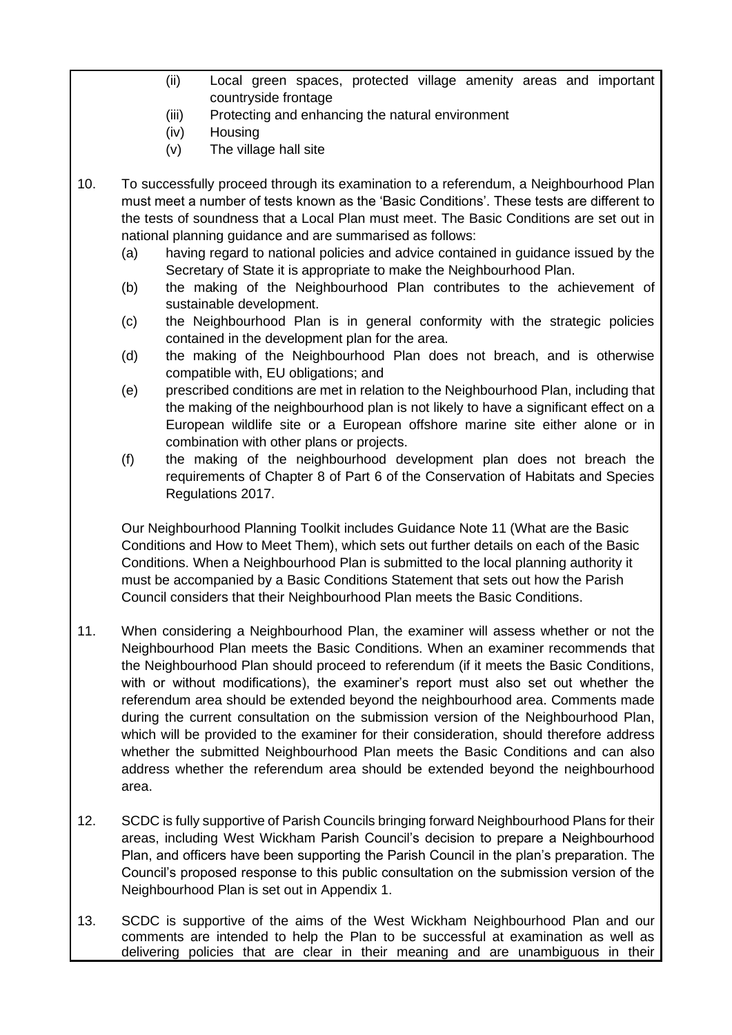(ii) Local green spaces, protected village amenity areas and important countryside frontage
(iii) Protecting and enhancing the natural environment
(iv) Housing
(v) The village hall site

10. To successfully proceed through its examination to a referendum, a Neighbourhood Plan must meet a number of tests known as the 'Basic Conditions'. These tests are different to the tests of soundness that a Local Plan must meet. The Basic Conditions are set out in national planning guidance and are summarised as follows:
    (a) having regard to national policies and advice contained in guidance issued by the Secretary of State it is appropriate to make the Neighbourhood Plan.
    (b) the making of the Neighbourhood Plan contributes to the achievement of sustainable development.
    (c) the Neighbourhood Plan is in general conformity with the strategic policies contained in the development plan for the area.
    (d) the making of the Neighbourhood Plan does not breach, and is otherwise compatible with, EU obligations; and
    (e) prescribed conditions are met in relation to the Neighbourhood Plan, including that the making of the neighbourhood plan is not likely to have a significant effect on a European wildlife site or a European offshore marine site either alone or in combination with other plans or projects.
    (f) the making of the neighbourhood development plan does not breach the requirements of Chapter 8 of Part 6 of the Conservation of Habitats and Species Regulations 2017.

    Our Neighbourhood Planning Toolkit includes Guidance Note 11 (What are the Basic Conditions and How to Meet Them), which sets out further details on each of the Basic Conditions. When a Neighbourhood Plan is submitted to the local planning authority it must be accompanied by a Basic Conditions Statement that sets out how the Parish Council considers that their Neighbourhood Plan meets the Basic Conditions.

11. When considering a Neighbourhood Plan, the examiner will assess whether or not the Neighbourhood Plan meets the Basic Conditions. When an examiner recommends that the Neighbourhood Plan should proceed to referendum (if it meets the Basic Conditions, with or without modifications), the examiner's report must also set out whether the referendum area should be extended beyond the neighbourhood area. Comments made during the current consultation on the submission version of the Neighbourhood Plan, which will be provided to the examiner for their consideration, should therefore address whether the submitted Neighbourhood Plan meets the Basic Conditions and can also address whether the referendum area should be extended beyond the neighbourhood area.

12. SCDC is fully supportive of Parish Councils bringing forward Neighbourhood Plans for their areas, including West Wickham Parish Council's decision to prepare a Neighbourhood Plan, and officers have been supporting the Parish Council in the plan's preparation. The Council's proposed response to this public consultation on the submission version of the Neighbourhood Plan is set out in Appendix 1.

13. SCDC is supportive of the aims of the West Wickham Neighbourhood Plan and our comments are intended to help the Plan to be successful at examination as well as delivering policies that are clear in their meaning and are unambiguous in their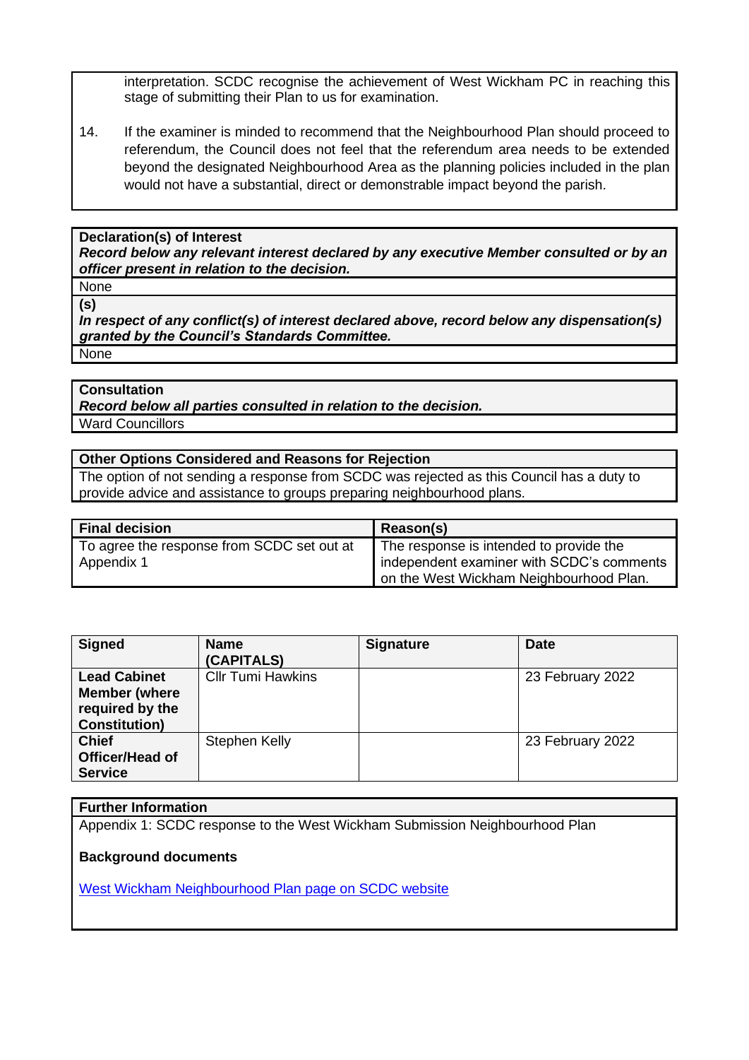interpretation. SCDC recognise the achievement of West Wickham PC in reaching this stage of submitting their Plan to us for examination.

14. If the examiner is minded to recommend that the Neighbourhood Plan should proceed to referendum, the Council does not feel that the referendum area needs to be extended beyond the designated Neighbourhood Area as the planning policies included in the plan would not have a substantial, direct or demonstrable impact beyond the parish.

**Declaration(s) of Interest**
***Record below any relevant interest declared by any executive Member consulted or by an officer present in relation to the decision.***

None

**(s)**
***In respect of any conflict(s) of interest declared above, record below any dispensation(s) granted by the Council's Standards Committee.***

None

**Consultation**
***Record below all parties consulted in relation to the decision.***

Ward Councillors

**Other Options Considered and Reasons for Rejection**

The option of not sending a response from SCDC was rejected as this Council has a duty to provide advice and assistance to groups preparing neighbourhood plans.

| **Final decision** | **Reason(s)** |
|---|---|
| To agree the response from SCDC set out at Appendix 1 | The response is intended to provide the independent examiner with SCDC's comments on the West Wickham Neighbourhood Plan. |

| **Signed** | **Name (CAPITALS)** | **Signature** | **Date** |
|---|---|---|---|
| **Lead Cabinet Member (where required by the Constitution)** | Cllr Tumi Hawkins | | 23 February 2022 |
| **Chief Officer/Head of Service** | Stephen Kelly | | 23 February 2022 |

**Further Information**

Appendix 1: SCDC response to the West Wickham Submission Neighbourhood Plan

**Background documents**

West Wickham Neighbourhood Plan page on SCDC website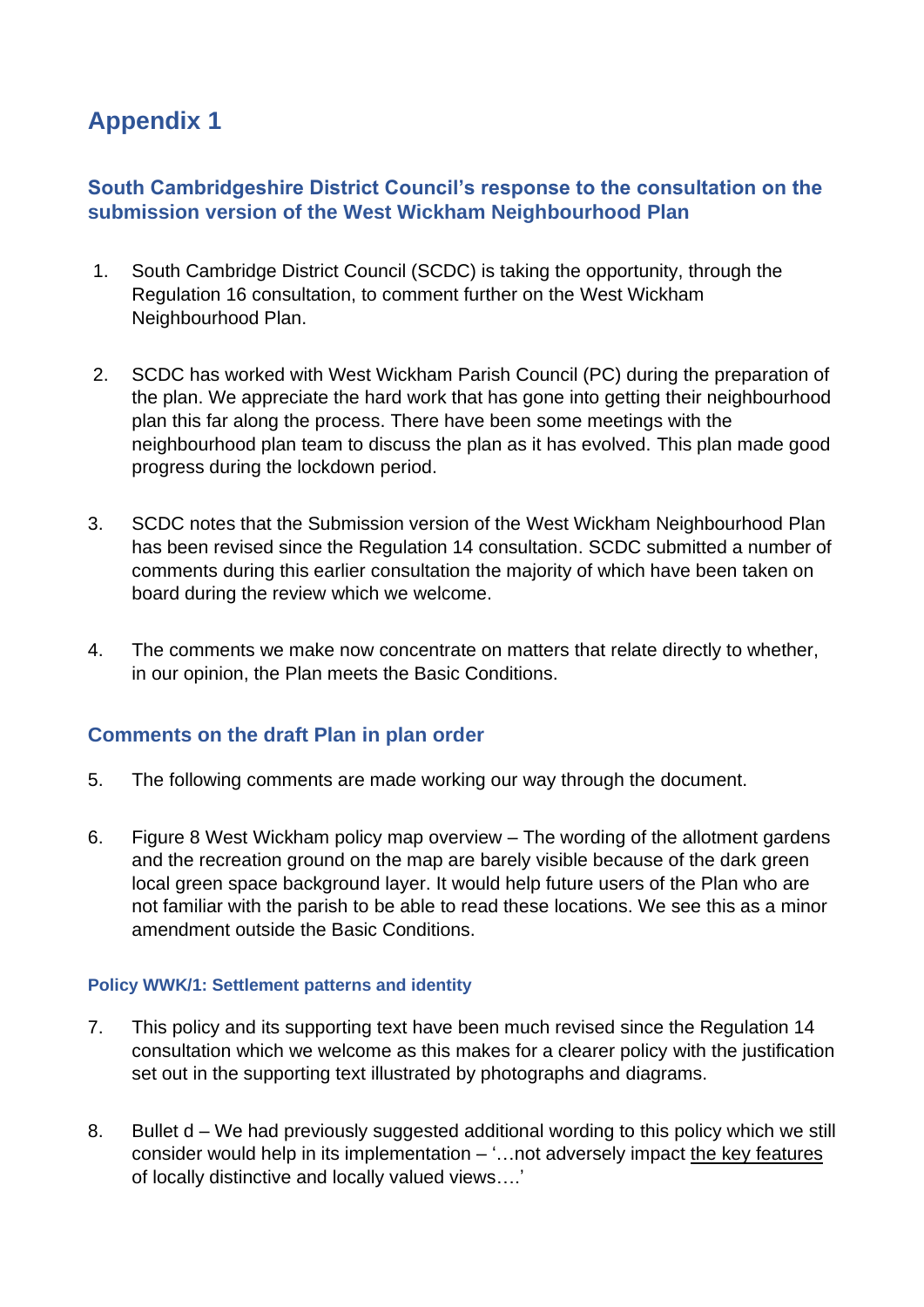# Appendix 1

## South Cambridgeshire District Council's response to the consultation on the submission version of the West Wickham Neighbourhood Plan

1. South Cambridge District Council (SCDC) is taking the opportunity, through the Regulation 16 consultation, to comment further on the West Wickham Neighbourhood Plan.

2. SCDC has worked with West Wickham Parish Council (PC) during the preparation of the plan. We appreciate the hard work that has gone into getting their neighbourhood plan this far along the process. There have been some meetings with the neighbourhood plan team to discuss the plan as it has evolved. This plan made good progress during the lockdown period.

3. SCDC notes that the Submission version of the West Wickham Neighbourhood Plan has been revised since the Regulation 14 consultation. SCDC submitted a number of comments during this earlier consultation the majority of which have been taken on board during the review which we welcome.

4. The comments we make now concentrate on matters that relate directly to whether, in our opinion, the Plan meets the Basic Conditions.

## Comments on the draft Plan in plan order

5. The following comments are made working our way through the document.

6. Figure 8 West Wickham policy map overview – The wording of the allotment gardens and the recreation ground on the map are barely visible because of the dark green local green space background layer. It would help future users of the Plan who are not familiar with the parish to be able to read these locations. We see this as a minor amendment outside the Basic Conditions.

### Policy WWK/1: Settlement patterns and identity

7. This policy and its supporting text have been much revised since the Regulation 14 consultation which we welcome as this makes for a clearer policy with the justification set out in the supporting text illustrated by photographs and diagrams.

8. Bullet d – We had previously suggested additional wording to this policy which we still consider would help in its implementation – '…not adversely impact <u>the key features</u> of locally distinctive and locally valued views….'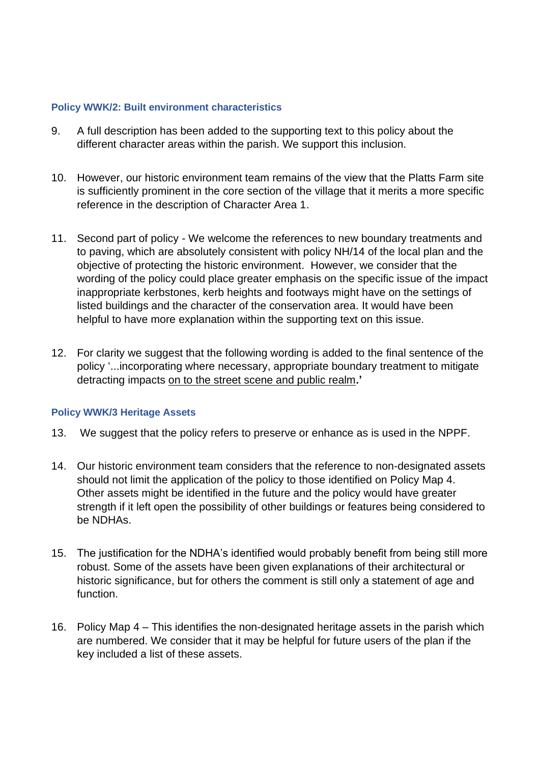### Policy WWK/2: Built environment characteristics

9. A full description has been added to the supporting text to this policy about the different character areas within the parish. We support this inclusion.

10. However, our historic environment team remains of the view that the Platts Farm site is sufficiently prominent in the core section of the village that it merits a more specific reference in the description of Character Area 1.

11. Second part of policy - We welcome the references to new boundary treatments and to paving, which are absolutely consistent with policy NH/14 of the local plan and the objective of protecting the historic environment. However, we consider that the wording of the policy could place greater emphasis on the specific issue of the impact inappropriate kerbstones, kerb heights and footways might have on the settings of listed buildings and the character of the conservation area. It would have been helpful to have more explanation within the supporting text on this issue.

12. For clarity we suggest that the following wording is added to the final sentence of the policy '...incorporating where necessary, appropriate boundary treatment to mitigate detracting impacts <u>on to the street scene and public realm</u>**.'**

### Policy WWK/3 Heritage Assets

13. We suggest that the policy refers to preserve or enhance as is used in the NPPF.

14. Our historic environment team considers that the reference to non-designated assets should not limit the application of the policy to those identified on Policy Map 4. Other assets might be identified in the future and the policy would have greater strength if it left open the possibility of other buildings or features being considered to be NDHAs.

15. The justification for the NDHA's identified would probably benefit from being still more robust. Some of the assets have been given explanations of their architectural or historic significance, but for others the comment is still only a statement of age and function.

16. Policy Map 4 – This identifies the non-designated heritage assets in the parish which are numbered. We consider that it may be helpful for future users of the plan if the key included a list of these assets.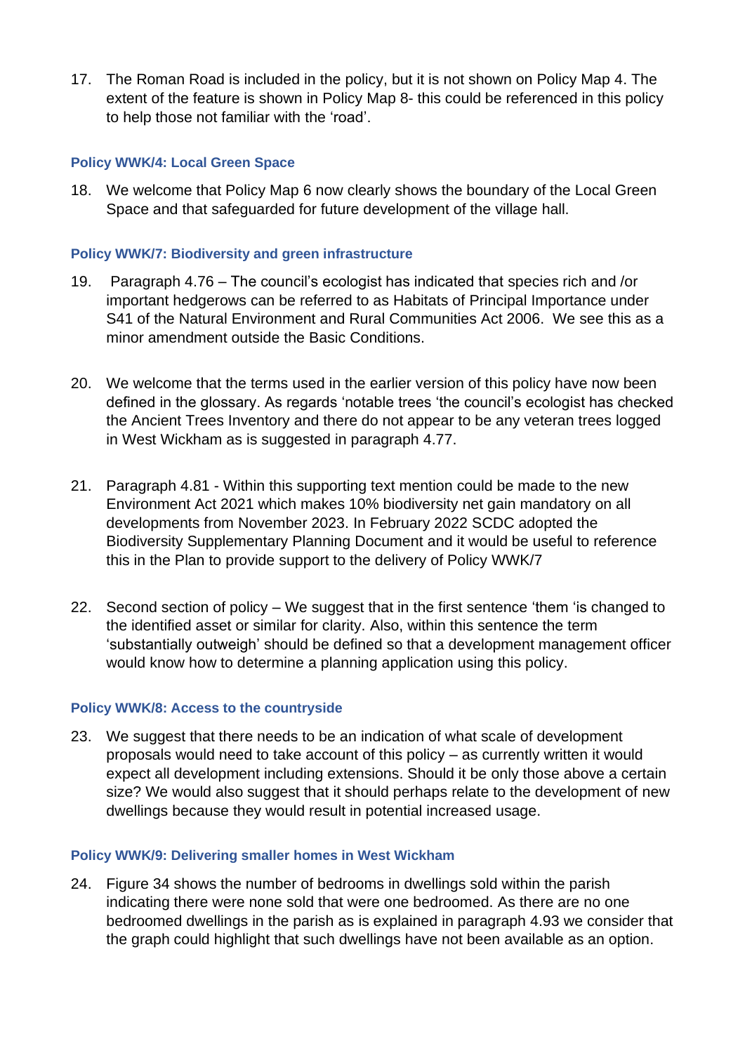17. The Roman Road is included in the policy, but it is not shown on Policy Map 4. The extent of the feature is shown in Policy Map 8- this could be referenced in this policy to help those not familiar with the 'road'.

### Policy WWK/4: Local Green Space

18. We welcome that Policy Map 6 now clearly shows the boundary of the Local Green Space and that safeguarded for future development of the village hall.

### Policy WWK/7: Biodiversity and green infrastructure

19. Paragraph 4.76 – The council's ecologist has indicated that species rich and /or important hedgerows can be referred to as Habitats of Principal Importance under S41 of the Natural Environment and Rural Communities Act 2006. We see this as a minor amendment outside the Basic Conditions.

20. We welcome that the terms used in the earlier version of this policy have now been defined in the glossary. As regards 'notable trees 'the council's ecologist has checked the Ancient Trees Inventory and there do not appear to be any veteran trees logged in West Wickham as is suggested in paragraph 4.77.

21. Paragraph 4.81 - Within this supporting text mention could be made to the new Environment Act 2021 which makes 10% biodiversity net gain mandatory on all developments from November 2023. In February 2022 SCDC adopted the Biodiversity Supplementary Planning Document and it would be useful to reference this in the Plan to provide support to the delivery of Policy WWK/7

22. Second section of policy – We suggest that in the first sentence 'them 'is changed to the identified asset or similar for clarity. Also, within this sentence the term 'substantially outweigh' should be defined so that a development management officer would know how to determine a planning application using this policy.

### Policy WWK/8: Access to the countryside

23. We suggest that there needs to be an indication of what scale of development proposals would need to take account of this policy – as currently written it would expect all development including extensions. Should it be only those above a certain size? We would also suggest that it should perhaps relate to the development of new dwellings because they would result in potential increased usage.

### Policy WWK/9: Delivering smaller homes in West Wickham

24. Figure 34 shows the number of bedrooms in dwellings sold within the parish indicating there were none sold that were one bedroomed. As there are no one bedroomed dwellings in the parish as is explained in paragraph 4.93 we consider that the graph could highlight that such dwellings have not been available as an option.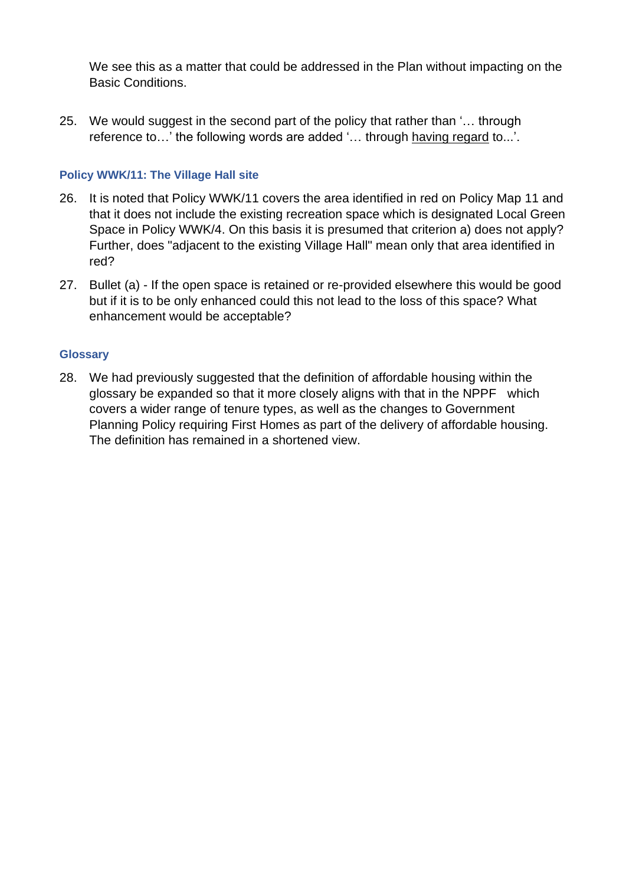We see this as a matter that could be addressed in the Plan without impacting on the Basic Conditions.

25. We would suggest in the second part of the policy that rather than '… through reference to…' the following words are added '… through having regard to...'.

### Policy WWK/11: The Village Hall site

26. It is noted that Policy WWK/11 covers the area identified in red on Policy Map 11 and that it does not include the existing recreation space which is designated Local Green Space in Policy WWK/4. On this basis it is presumed that criterion a) does not apply? Further, does "adjacent to the existing Village Hall" mean only that area identified in red?

27. Bullet (a) - If the open space is retained or re-provided elsewhere this would be good but if it is to be only enhanced could this not lead to the loss of this space? What enhancement would be acceptable?

### Glossary

28. We had previously suggested that the definition of affordable housing within the glossary be expanded so that it more closely aligns with that in the NPPF which covers a wider range of tenure types, as well as the changes to Government Planning Policy requiring First Homes as part of the delivery of affordable housing. The definition has remained in a shortened view.